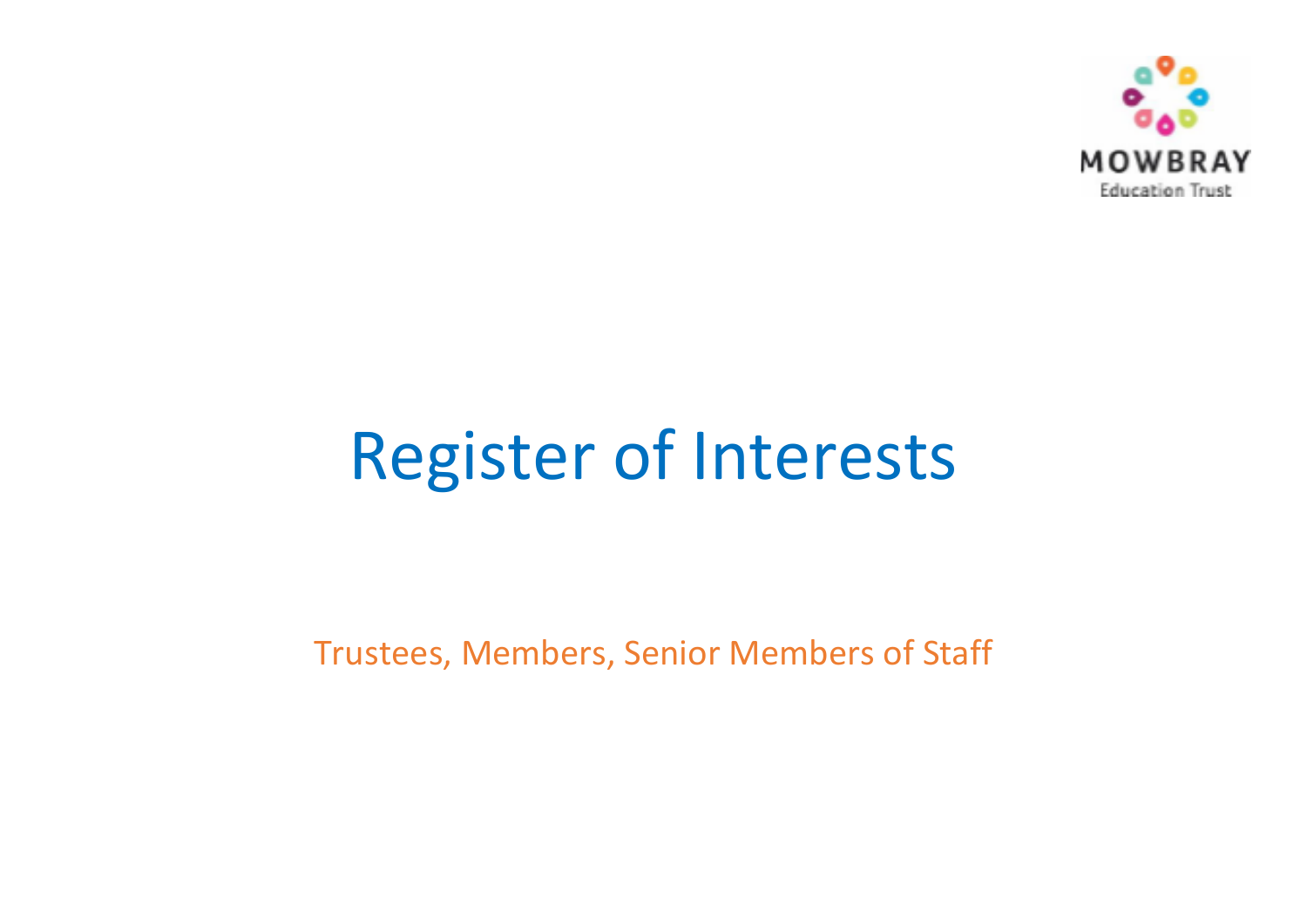MOWBRAY
Education Trust

# Register of Interests

Trustees, Members, Senior Members of Staff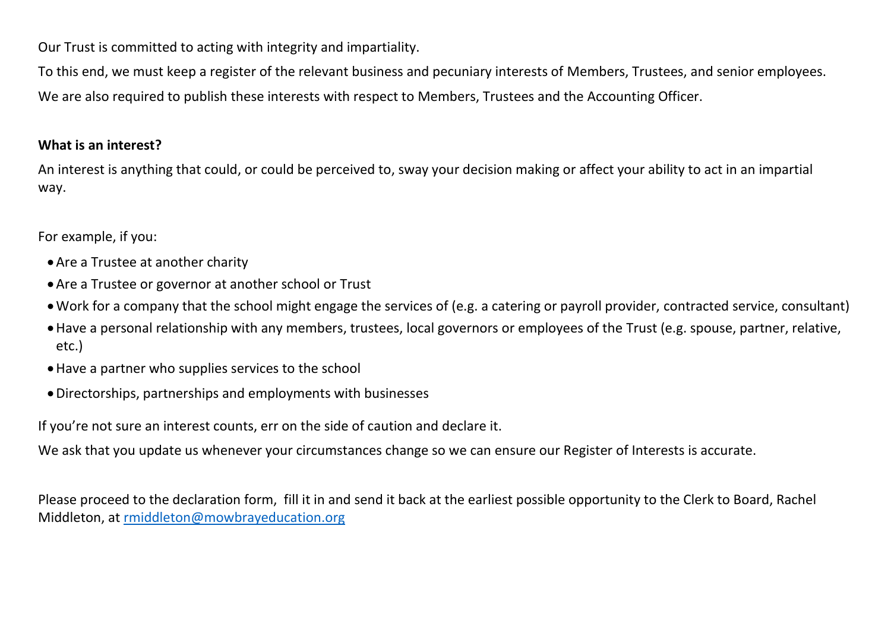Our Trust is committed to acting with integrity and impartiality.

To this end, we must keep a register of the relevant business and pecuniary interests of Members, Trustees, and senior employees.

We are also required to publish these interests with respect to Members, Trustees and the Accounting Officer.

**What is an interest?**

An interest is anything that could, or could be perceived to, sway your decision making or affect your ability to act in an impartial way.

For example, if you:

- Are a Trustee at another charity
- Are a Trustee or governor at another school or Trust
- Work for a company that the school might engage the services of (e.g. a catering or payroll provider, contracted service, consultant)
- Have a personal relationship with any members, trustees, local governors or employees of the Trust (e.g. spouse, partner, relative, etc.)
- Have a partner who supplies services to the school
- Directorships, partnerships and employments with businesses

If you're not sure an interest counts, err on the side of caution and declare it.

We ask that you update us whenever your circumstances change so we can ensure our Register of Interests is accurate.

Please proceed to the declaration form, fill it in and send it back at the earliest possible opportunity to the Clerk to Board, Rachel Middleton, at [rmiddleton@mowbrayeducation.org](mailto:rmiddleton@mowbrayeducation.org)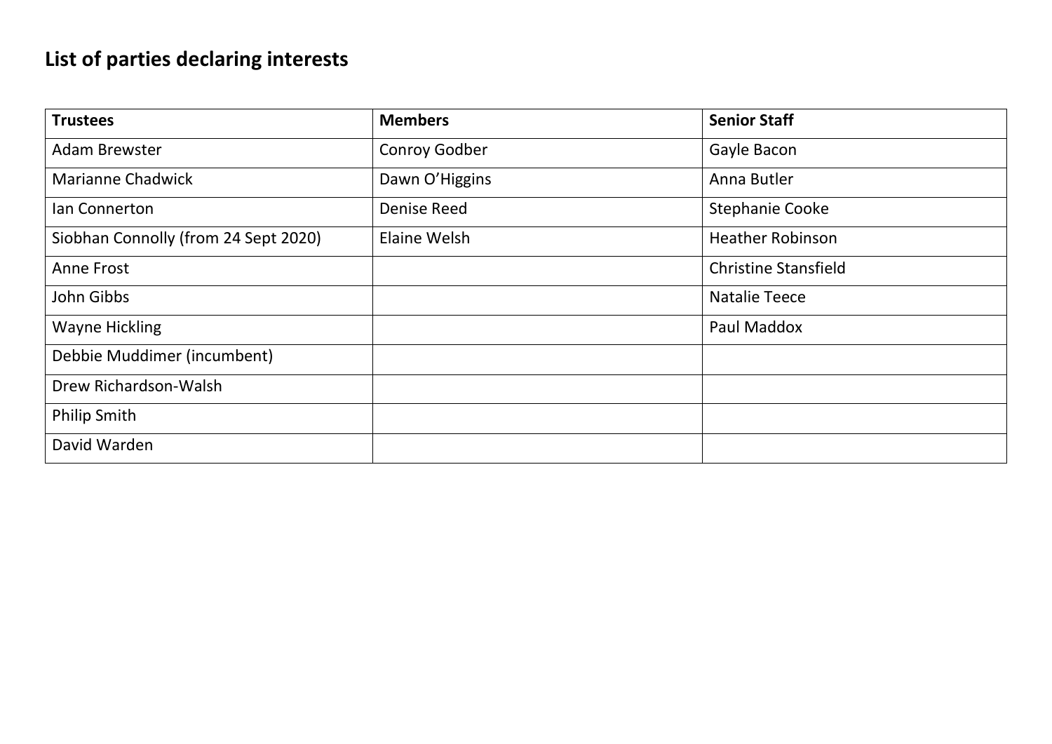## List of parties declaring interests

| Trustees | Members | Senior Staff |
|---|---|---|
| Adam Brewster | Conroy Godber | Gayle Bacon |
| Marianne Chadwick | Dawn O'Higgins | Anna Butler |
| Ian Connerton | Denise Reed | Stephanie Cooke |
| Siobhan Connolly (from 24 Sept 2020) | Elaine Welsh | Heather Robinson |
| Anne Frost | | Christine Stansfield |
| John Gibbs | | Natalie Teece |
| Wayne Hickling | | Paul Maddox |
| Debbie Muddimer (incumbent) | | |
| Drew Richardson-Walsh | | |
| Philip Smith | | |
| David Warden | | |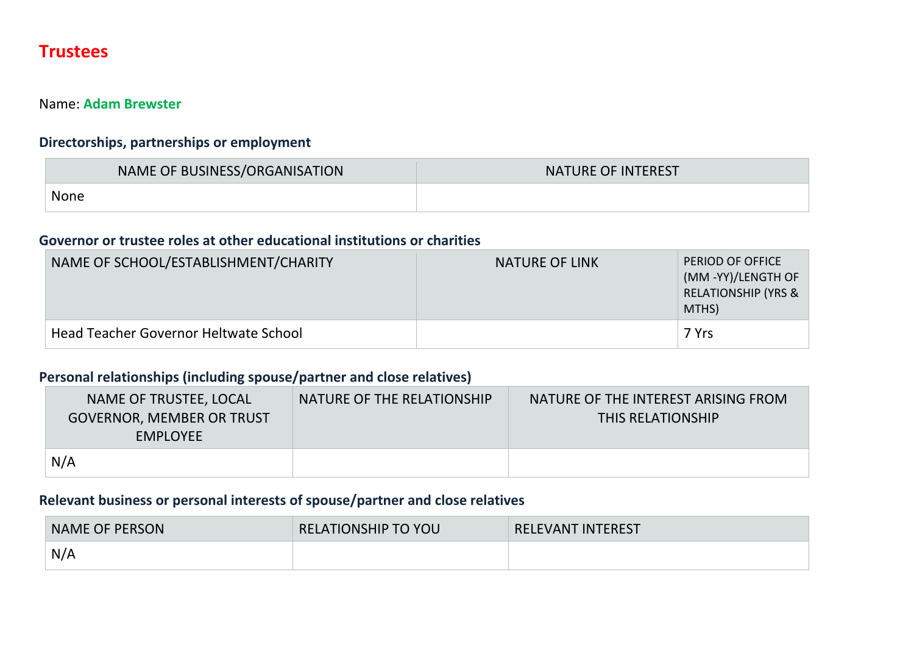# Trustees

Name: **Adam Brewster**

### Directorships, partnerships or employment

| NAME OF BUSINESS/ORGANISATION | NATURE OF INTEREST |
|---|---|
| None | |

### Governor or trustee roles at other educational institutions or charities

| NAME OF SCHOOL/ESTABLISHMENT/CHARITY | NATURE OF LINK | PERIOD OF OFFICE (MM -YY)/LENGTH OF RELATIONSHIP (YRS & MTHS) |
|---|---|---|
| Head Teacher Governor Heltwate School | | 7 Yrs |

### Personal relationships (including spouse/partner and close relatives)

| NAME OF TRUSTEE, LOCAL GOVERNOR, MEMBER OR TRUST EMPLOYEE | NATURE OF THE RELATIONSHIP | NATURE OF THE INTEREST ARISING FROM THIS RELATIONSHIP |
|---|---|---|
| N/A | | |

### Relevant business or personal interests of spouse/partner and close relatives

| NAME OF PERSON | RELATIONSHIP TO YOU | RELEVANT INTEREST |
|---|---|---|
| N/A | | |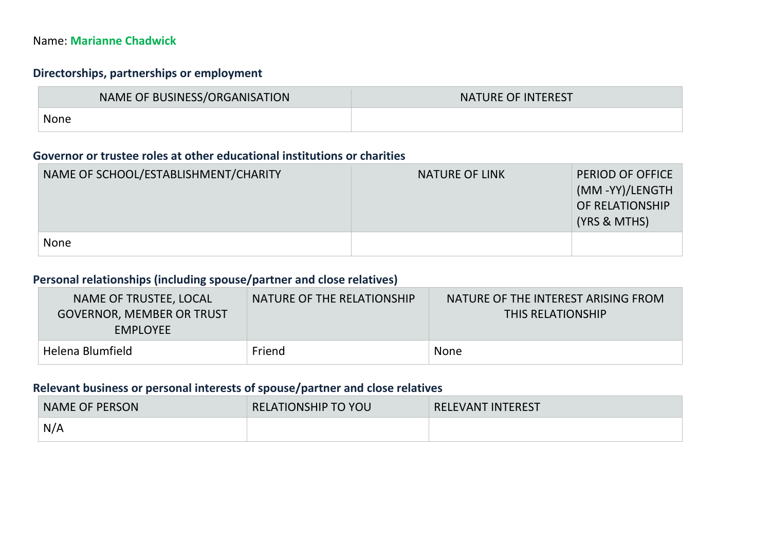Name: **Marianne Chadwick**

### Directorships, partnerships or employment

| NAME OF BUSINESS/ORGANISATION | NATURE OF INTEREST |
|---|---|
| None | |

### Governor or trustee roles at other educational institutions or charities

| NAME OF SCHOOL/ESTABLISHMENT/CHARITY | NATURE OF LINK | PERIOD OF OFFICE (MM -YY)/LENGTH OF RELATIONSHIP (YRS & MTHS) |
|---|---|---|
| None | | |

### Personal relationships (including spouse/partner and close relatives)

| NAME OF TRUSTEE, LOCAL GOVERNOR, MEMBER OR TRUST EMPLOYEE | NATURE OF THE RELATIONSHIP | NATURE OF THE INTEREST ARISING FROM THIS RELATIONSHIP |
|---|---|---|
| Helena Blumfield | Friend | None |

### Relevant business or personal interests of spouse/partner and close relatives

| NAME OF PERSON | RELATIONSHIP TO YOU | RELEVANT INTEREST |
|---|---|---|
| N/A | | |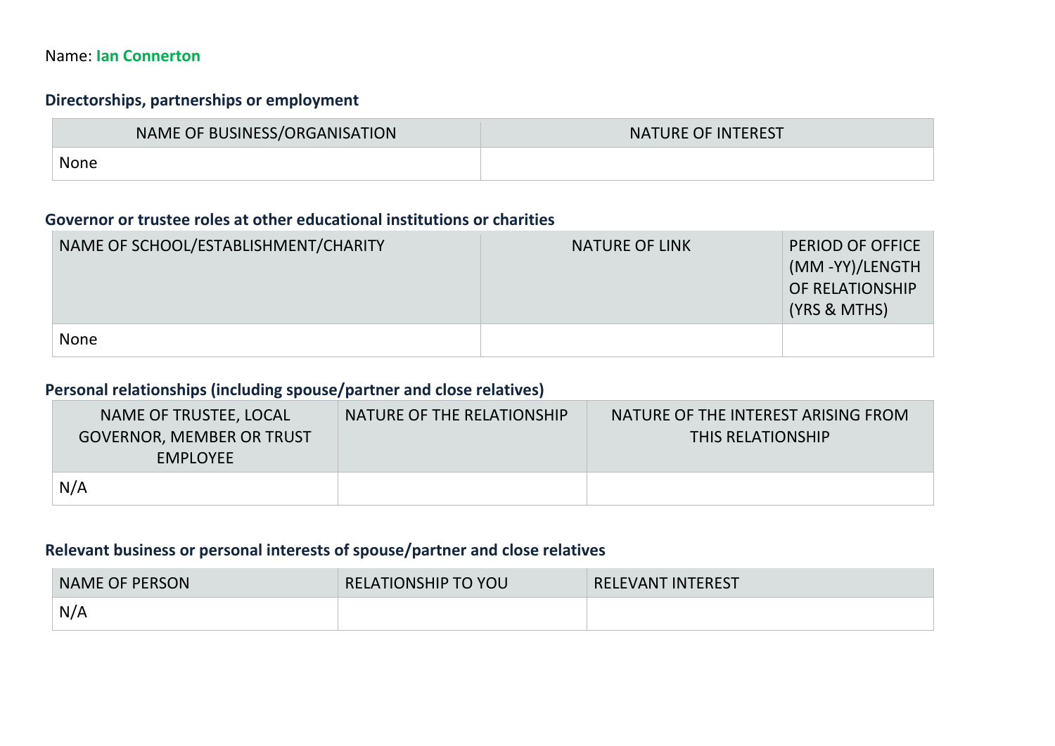Name: **Ian Connerton**

### Directorships, partnerships or employment

| NAME OF BUSINESS/ORGANISATION | NATURE OF INTEREST |
|---|---|
| None | |

### Governor or trustee roles at other educational institutions or charities

| NAME OF SCHOOL/ESTABLISHMENT/CHARITY | NATURE OF LINK | PERIOD OF OFFICE (MM -YY)/LENGTH OF RELATIONSHIP (YRS & MTHS) |
|---|---|---|
| None | | |

### Personal relationships (including spouse/partner and close relatives)

| NAME OF TRUSTEE, LOCAL GOVERNOR, MEMBER OR TRUST EMPLOYEE | NATURE OF THE RELATIONSHIP | NATURE OF THE INTEREST ARISING FROM THIS RELATIONSHIP |
|---|---|---|
| N/A | | |

### Relevant business or personal interests of spouse/partner and close relatives

| NAME OF PERSON | RELATIONSHIP TO YOU | RELEVANT INTEREST |
|---|---|---|
| N/A | | |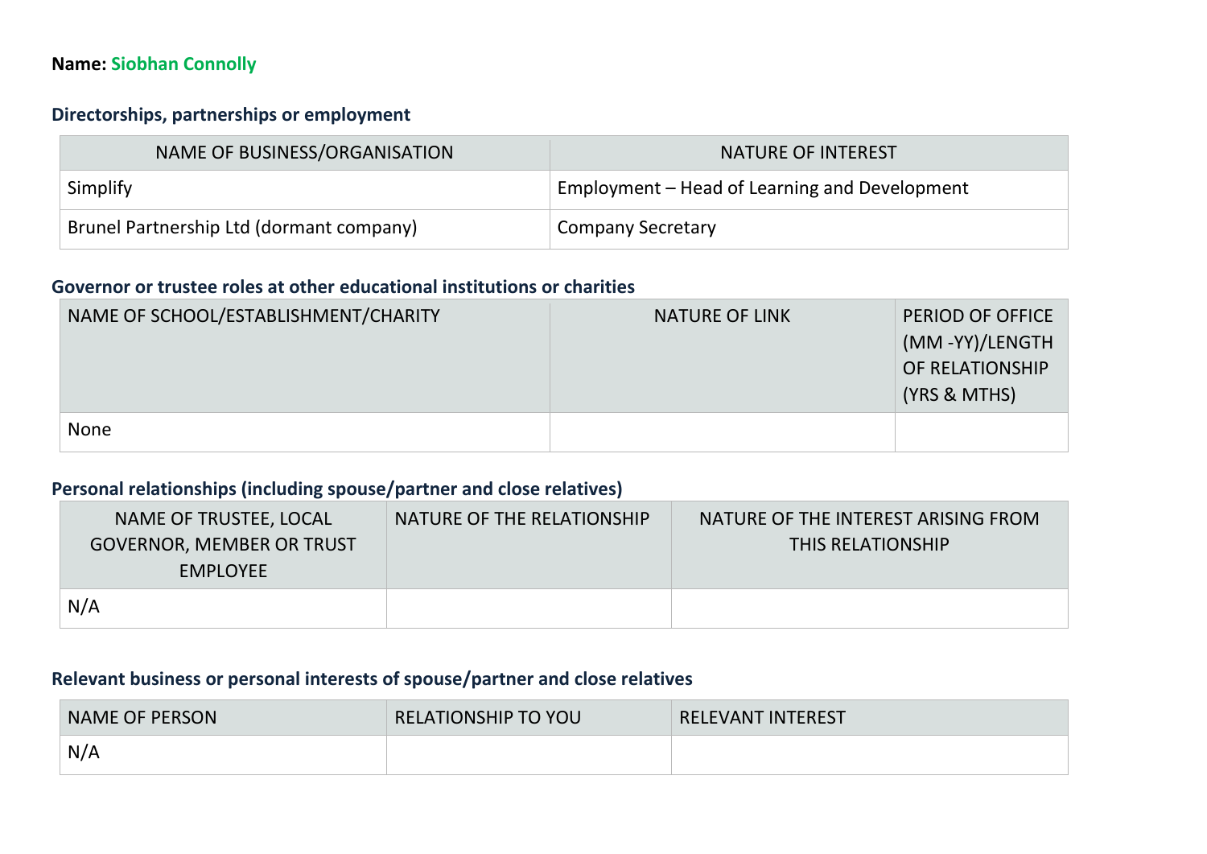**Name: Siobhan Connolly**

### Directorships, partnerships or employment

| NAME OF BUSINESS/ORGANISATION | NATURE OF INTEREST |
|---|---|
| Simplify | Employment – Head of Learning and Development |
| Brunel Partnership Ltd (dormant company) | Company Secretary |

### Governor or trustee roles at other educational institutions or charities

| NAME OF SCHOOL/ESTABLISHMENT/CHARITY | NATURE OF LINK | PERIOD OF OFFICE (MM -YY)/LENGTH OF RELATIONSHIP (YRS & MTHS) |
|---|---|---|
| None | | |

### Personal relationships (including spouse/partner and close relatives)

| NAME OF TRUSTEE, LOCAL GOVERNOR, MEMBER OR TRUST EMPLOYEE | NATURE OF THE RELATIONSHIP | NATURE OF THE INTEREST ARISING FROM THIS RELATIONSHIP |
|---|---|---|
| N/A | | |

### Relevant business or personal interests of spouse/partner and close relatives

| NAME OF PERSON | RELATIONSHIP TO YOU | RELEVANT INTEREST |
|---|---|---|
| N/A | | |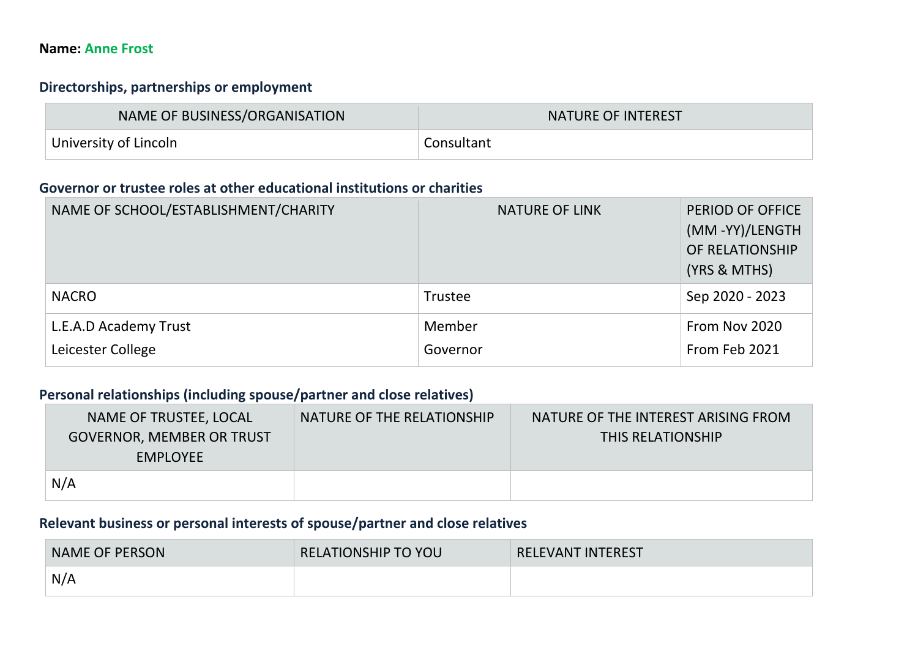**Name: Anne Frost**

### Directorships, partnerships or employment

| NAME OF BUSINESS/ORGANISATION | NATURE OF INTEREST |
| --- | --- |
| University of Lincoln | Consultant |

### Governor or trustee roles at other educational institutions or charities

| NAME OF SCHOOL/ESTABLISHMENT/CHARITY | NATURE OF LINK | PERIOD OF OFFICE (MM -YY)/LENGTH OF RELATIONSHIP (YRS & MTHS) |
| --- | --- | --- |
| NACRO | Trustee | Sep 2020 - 2023 |
| L.E.A.D Academy Trust | Member | From Nov 2020 |
| Leicester College | Governor | From Feb 2021 |

### Personal relationships (including spouse/partner and close relatives)

| NAME OF TRUSTEE, LOCAL GOVERNOR, MEMBER OR TRUST EMPLOYEE | NATURE OF THE RELATIONSHIP | NATURE OF THE INTEREST ARISING FROM THIS RELATIONSHIP |
| --- | --- | --- |
| N/A | | |

### Relevant business or personal interests of spouse/partner and close relatives

| NAME OF PERSON | RELATIONSHIP TO YOU | RELEVANT INTEREST |
| --- | --- | --- |
| N/A | | |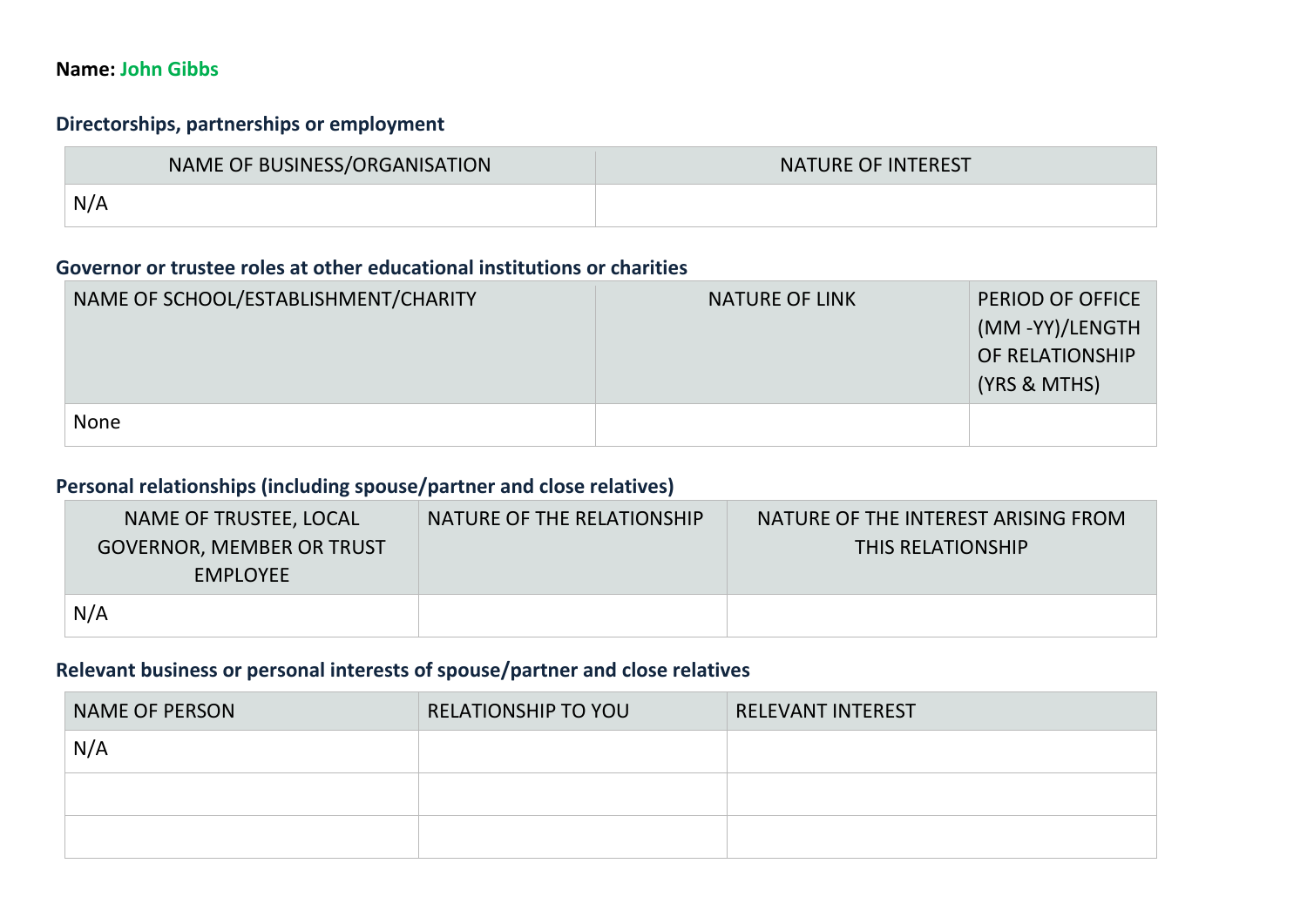**Name: John Gibbs**

### Directorships, partnerships or employment

| NAME OF BUSINESS/ORGANISATION | NATURE OF INTEREST |
| --- | --- |
| N/A | |

### Governor or trustee roles at other educational institutions or charities

| NAME OF SCHOOL/ESTABLISHMENT/CHARITY | NATURE OF LINK | PERIOD OF OFFICE (MM -YY)/LENGTH OF RELATIONSHIP (YRS & MTHS) |
| --- | --- | --- |
| None | | |

### Personal relationships (including spouse/partner and close relatives)

| NAME OF TRUSTEE, LOCAL GOVERNOR, MEMBER OR TRUST EMPLOYEE | NATURE OF THE RELATIONSHIP | NATURE OF THE INTEREST ARISING FROM THIS RELATIONSHIP |
| --- | --- | --- |
| N/A | | |

### Relevant business or personal interests of spouse/partner and close relatives

| NAME OF PERSON | RELATIONSHIP TO YOU | RELEVANT INTEREST |
| --- | --- | --- |
| N/A | | |
| | | |
| | | |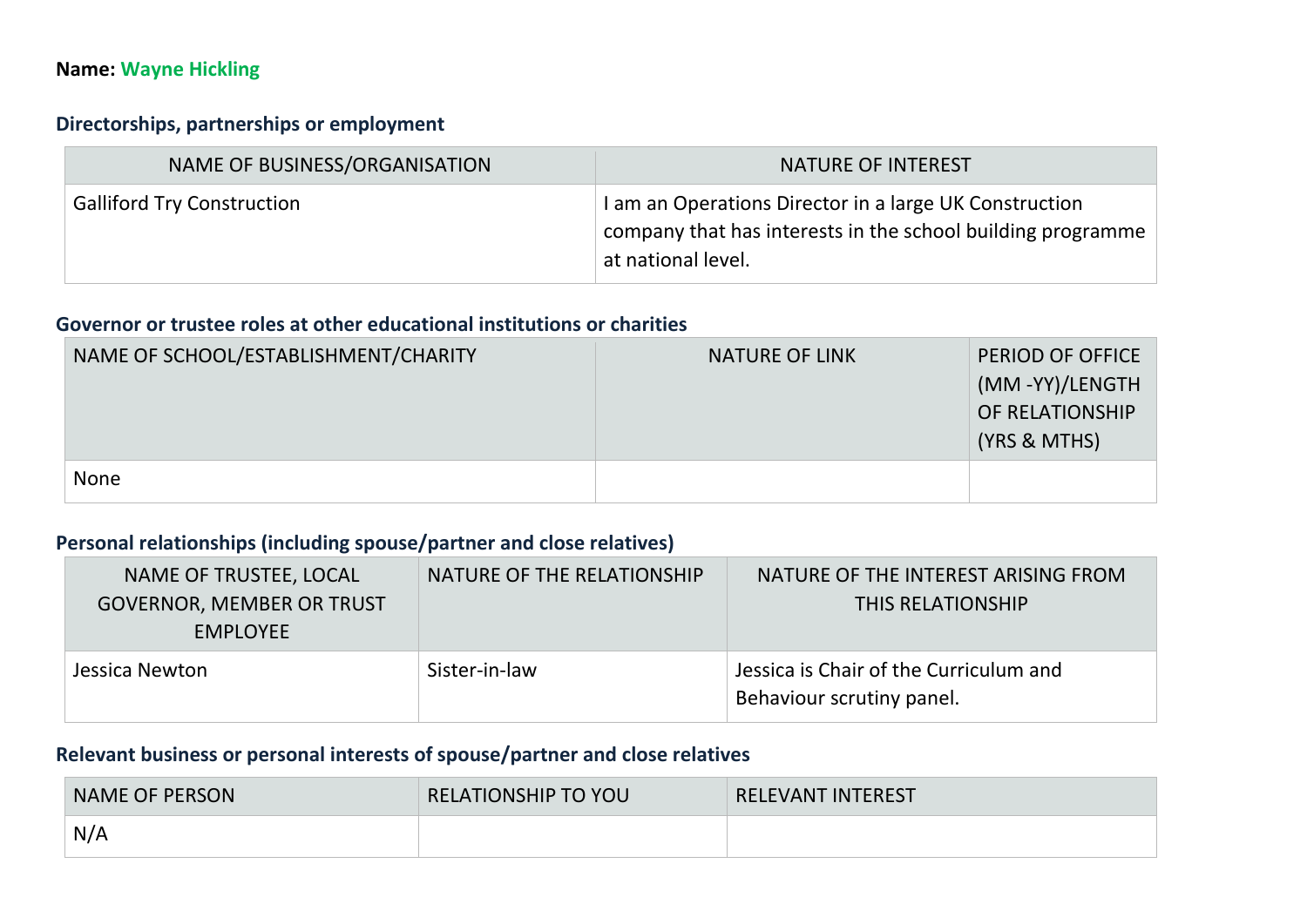**Name: Wayne Hickling**

### Directorships, partnerships or employment

| NAME OF BUSINESS/ORGANISATION | NATURE OF INTEREST |
| --- | --- |
| Galliford Try Construction | I am an Operations Director in a large UK Construction company that has interests in the school building programme at national level. |

### Governor or trustee roles at other educational institutions or charities

| NAME OF SCHOOL/ESTABLISHMENT/CHARITY | NATURE OF LINK | PERIOD OF OFFICE (MM -YY)/LENGTH OF RELATIONSHIP (YRS & MTHS) |
| --- | --- | --- |
| None | | |

### Personal relationships (including spouse/partner and close relatives)

| NAME OF TRUSTEE, LOCAL GOVERNOR, MEMBER OR TRUST EMPLOYEE | NATURE OF THE RELATIONSHIP | NATURE OF THE INTEREST ARISING FROM THIS RELATIONSHIP |
| --- | --- | --- |
| Jessica Newton | Sister-in-law | Jessica is Chair of the Curriculum and Behaviour scrutiny panel. |

### Relevant business or personal interests of spouse/partner and close relatives

| NAME OF PERSON | RELATIONSHIP TO YOU | RELEVANT INTEREST |
| --- | --- | --- |
| N/A | | |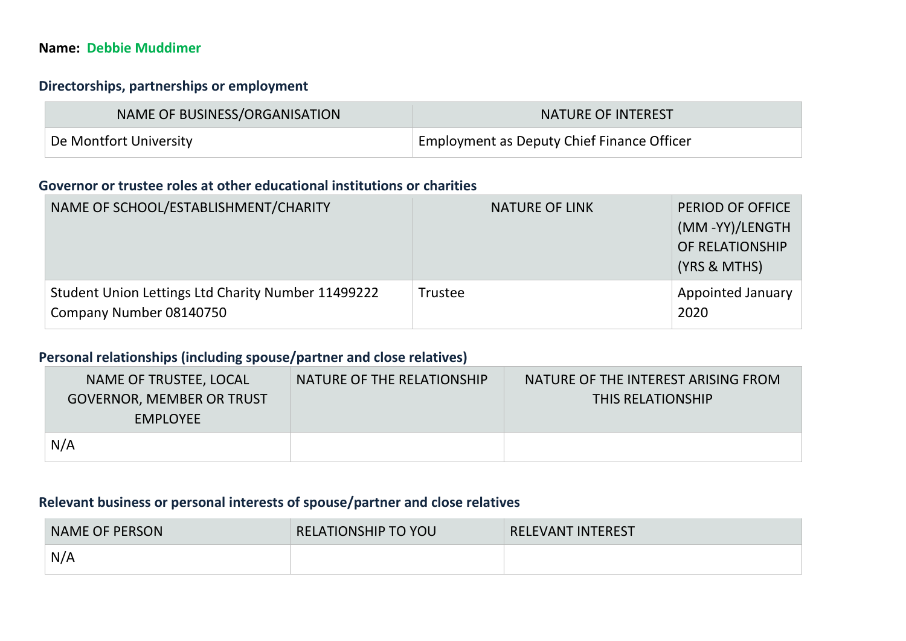**Name: Debbie Muddimer**

### Directorships, partnerships or employment

| NAME OF BUSINESS/ORGANISATION | NATURE OF INTEREST |
|---|---|
| De Montfort University | Employment as Deputy Chief Finance Officer |

### Governor or trustee roles at other educational institutions or charities

| NAME OF SCHOOL/ESTABLISHMENT/CHARITY | NATURE OF LINK | PERIOD OF OFFICE (MM -YY)/LENGTH OF RELATIONSHIP (YRS & MTHS) |
|---|---|---|
| Student Union Lettings Ltd Charity Number 11499222 Company Number 08140750 | Trustee | Appointed January 2020 |

### Personal relationships (including spouse/partner and close relatives)

| NAME OF TRUSTEE, LOCAL GOVERNOR, MEMBER OR TRUST EMPLOYEE | NATURE OF THE RELATIONSHIP | NATURE OF THE INTEREST ARISING FROM THIS RELATIONSHIP |
|---|---|---|
| N/A | | |

### Relevant business or personal interests of spouse/partner and close relatives

| NAME OF PERSON | RELATIONSHIP TO YOU | RELEVANT INTEREST |
|---|---|---|
| N/A | | |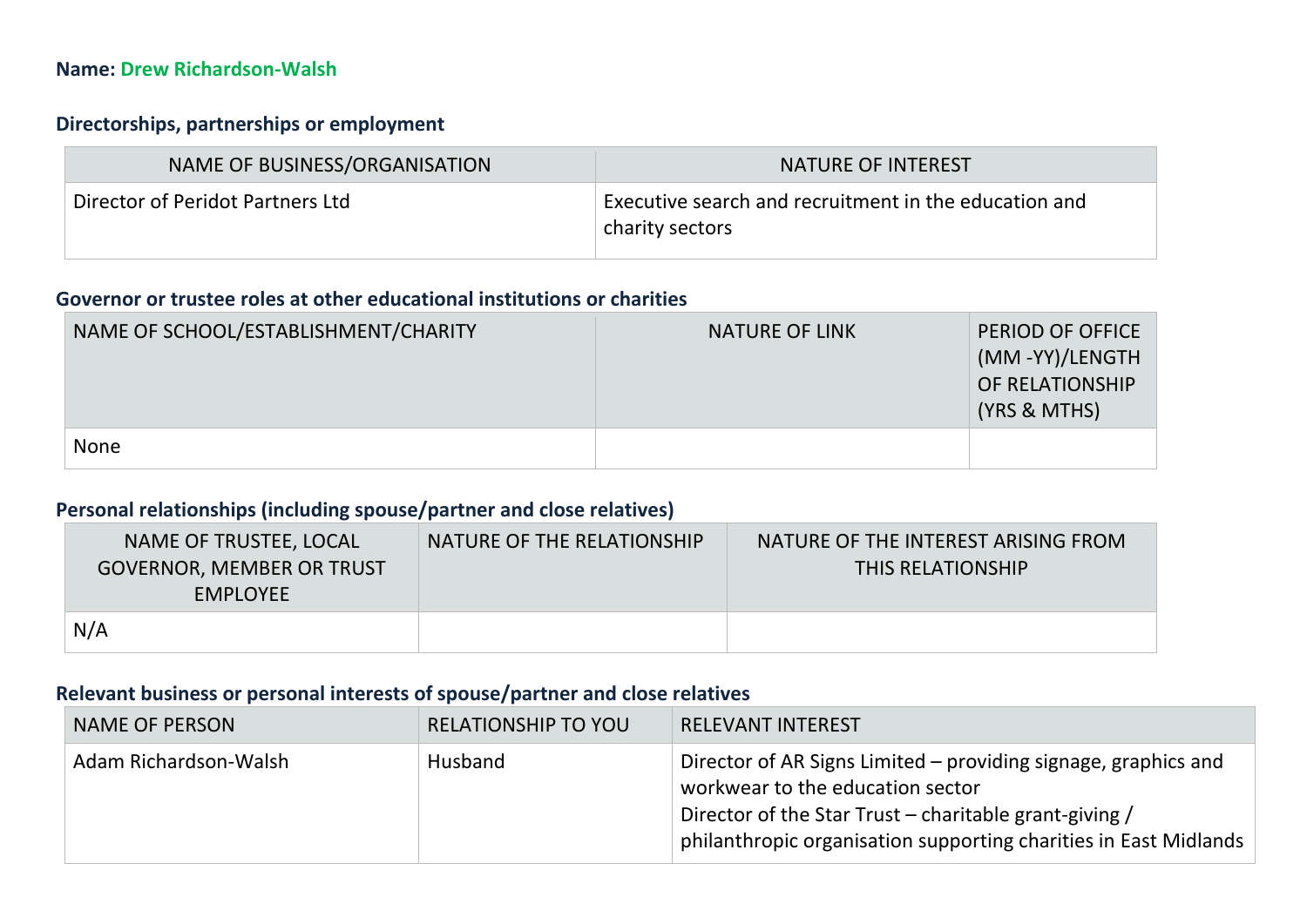**Name: Drew Richardson-Walsh**

### Directorships, partnerships or employment

| NAME OF BUSINESS/ORGANISATION | NATURE OF INTEREST |
|---|---|
| Director of Peridot Partners Ltd | Executive search and recruitment in the education and charity sectors |

### Governor or trustee roles at other educational institutions or charities

| NAME OF SCHOOL/ESTABLISHMENT/CHARITY | NATURE OF LINK | PERIOD OF OFFICE (MM -YY)/LENGTH OF RELATIONSHIP (YRS & MTHS) |
|---|---|---|
| None | | |

### Personal relationships (including spouse/partner and close relatives)

| NAME OF TRUSTEE, LOCAL GOVERNOR, MEMBER OR TRUST EMPLOYEE | NATURE OF THE RELATIONSHIP | NATURE OF THE INTEREST ARISING FROM THIS RELATIONSHIP |
|---|---|---|
| N/A | | |

### Relevant business or personal interests of spouse/partner and close relatives

| NAME OF PERSON | RELATIONSHIP TO YOU | RELEVANT INTEREST |
|---|---|---|
| Adam Richardson-Walsh | Husband | Director of AR Signs Limited – providing signage, graphics and workwear to the education sector<br>Director of the Star Trust – charitable grant-giving / philanthropic organisation supporting charities in East Midlands |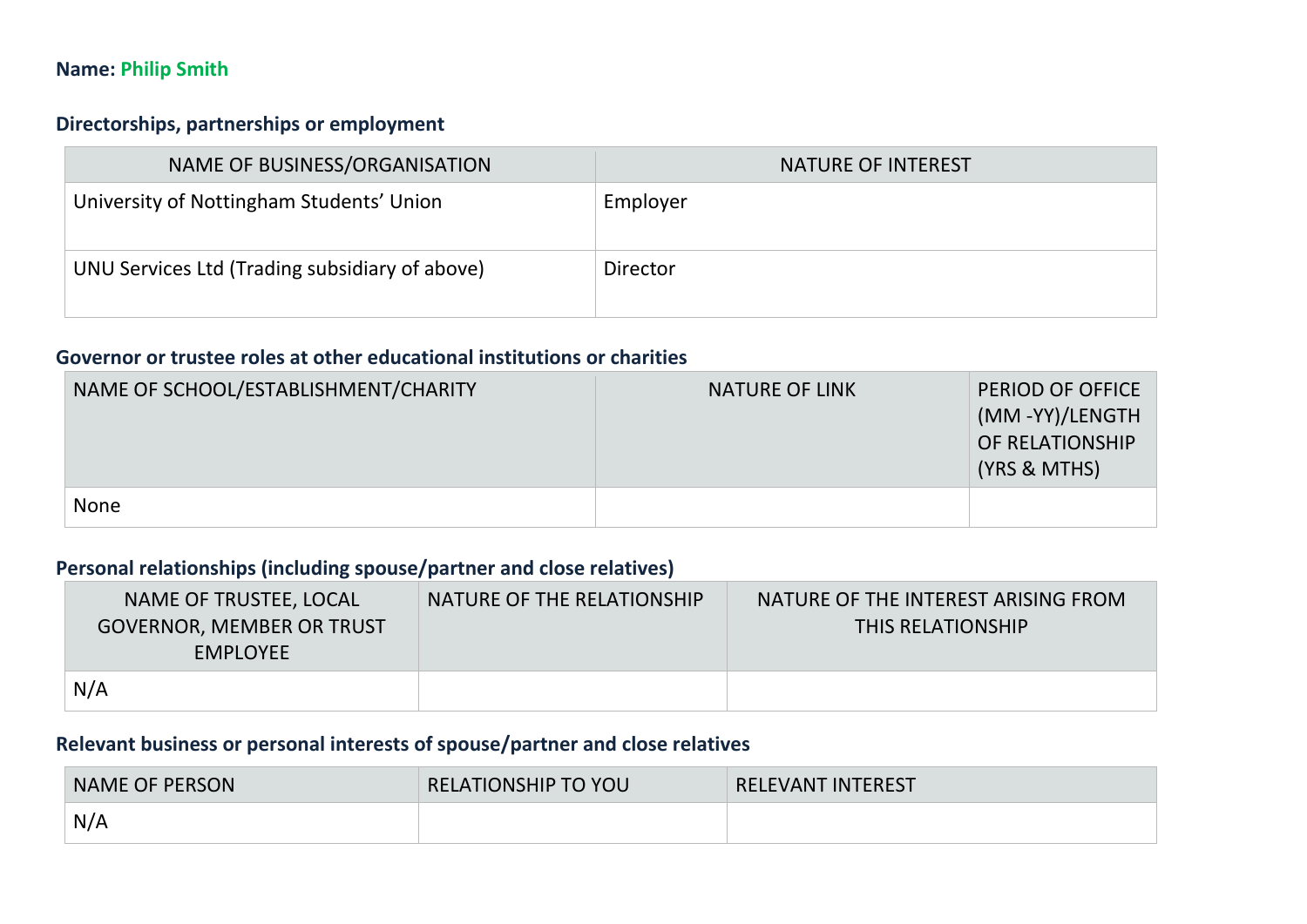**Name: Philip Smith**

### Directorships, partnerships or employment

| NAME OF BUSINESS/ORGANISATION | NATURE OF INTEREST |
| --- | --- |
| University of Nottingham Students' Union | Employer |
| UNU Services Ltd (Trading subsidiary of above) | Director |

### Governor or trustee roles at other educational institutions or charities

| NAME OF SCHOOL/ESTABLISHMENT/CHARITY | NATURE OF LINK | PERIOD OF OFFICE (MM -YY)/LENGTH OF RELATIONSHIP (YRS & MTHS) |
| --- | --- | --- |
| None | | |

### Personal relationships (including spouse/partner and close relatives)

| NAME OF TRUSTEE, LOCAL GOVERNOR, MEMBER OR TRUST EMPLOYEE | NATURE OF THE RELATIONSHIP | NATURE OF THE INTEREST ARISING FROM THIS RELATIONSHIP |
| --- | --- | --- |
| N/A | | |

### Relevant business or personal interests of spouse/partner and close relatives

| NAME OF PERSON | RELATIONSHIP TO YOU | RELEVANT INTEREST |
| --- | --- | --- |
| N/A | | |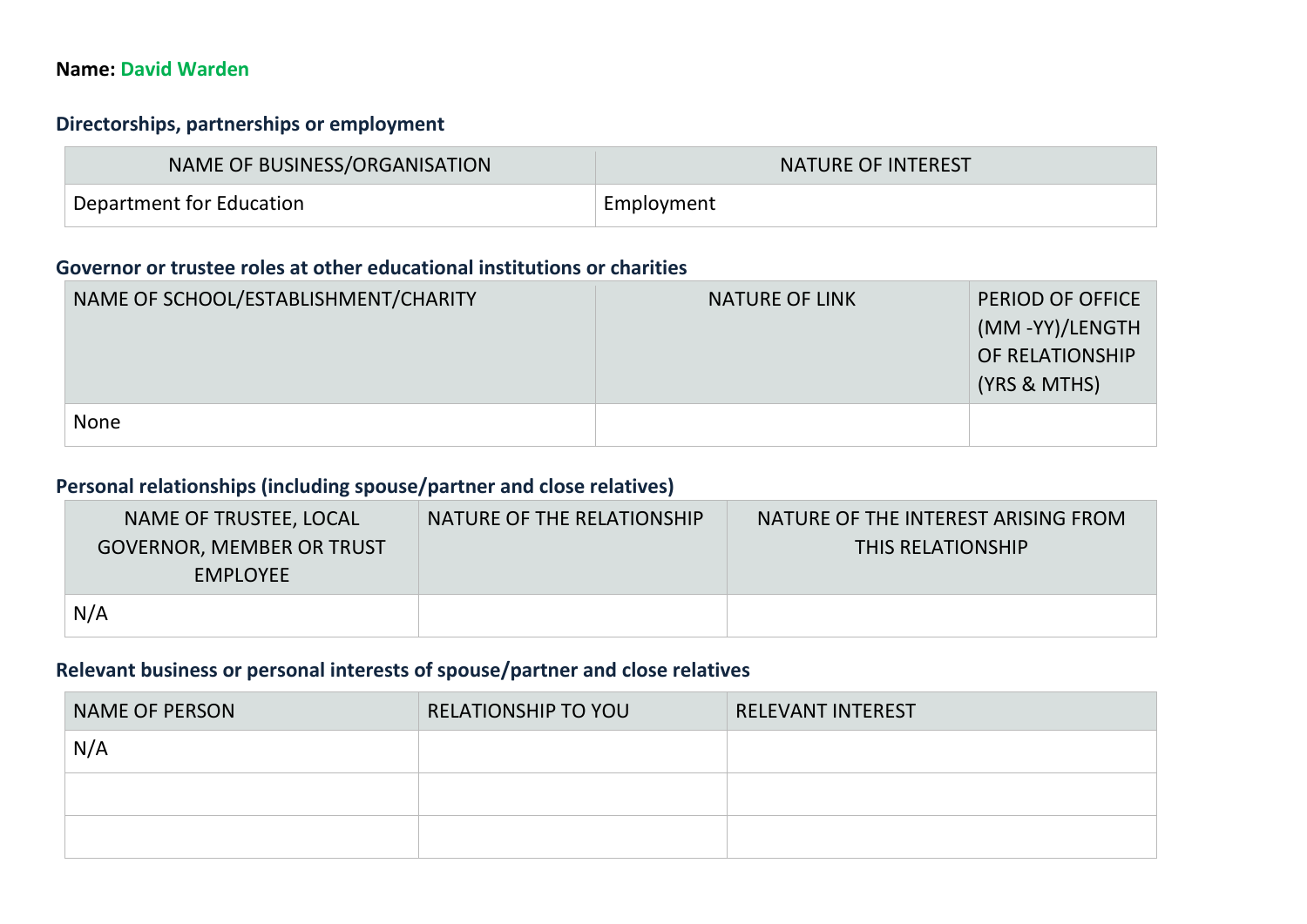**Name: David Warden**

### Directorships, partnerships or employment

| NAME OF BUSINESS/ORGANISATION | NATURE OF INTEREST |
|---|---|
| Department for Education | Employment |

### Governor or trustee roles at other educational institutions or charities

| NAME OF SCHOOL/ESTABLISHMENT/CHARITY | NATURE OF LINK | PERIOD OF OFFICE (MM -YY)/LENGTH OF RELATIONSHIP (YRS & MTHS) |
|---|---|---|
| None | | |

### Personal relationships (including spouse/partner and close relatives)

| NAME OF TRUSTEE, LOCAL GOVERNOR, MEMBER OR TRUST EMPLOYEE | NATURE OF THE RELATIONSHIP | NATURE OF THE INTEREST ARISING FROM THIS RELATIONSHIP |
|---|---|---|
| N/A | | |

### Relevant business or personal interests of spouse/partner and close relatives

| NAME OF PERSON | RELATIONSHIP TO YOU | RELEVANT INTEREST |
|---|---|---|
| N/A | | |
| | | |
| | | |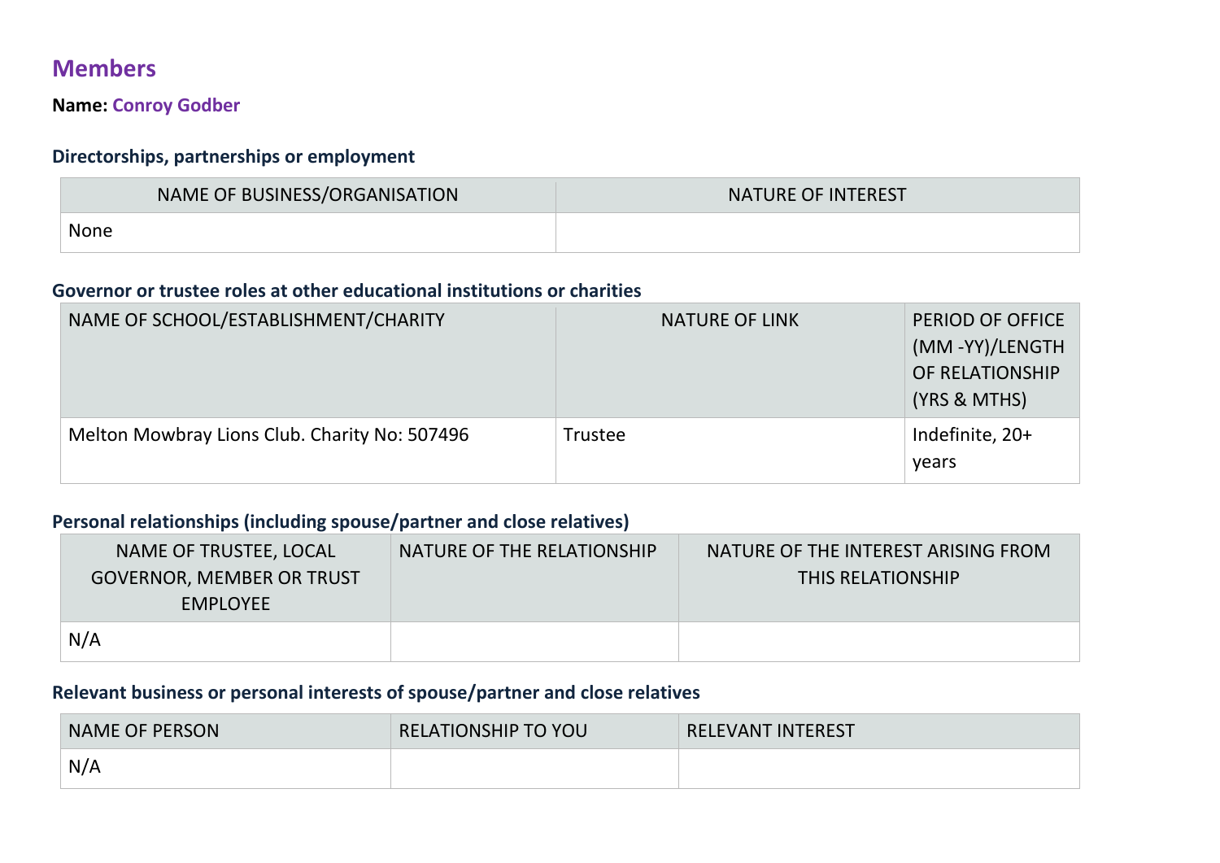## Members

**Name: Conroy Godber**

### Directorships, partnerships or employment

| NAME OF BUSINESS/ORGANISATION | NATURE OF INTEREST |
|---|---|
| None | |

### Governor or trustee roles at other educational institutions or charities

| NAME OF SCHOOL/ESTABLISHMENT/CHARITY | NATURE OF LINK | PERIOD OF OFFICE (MM -YY)/LENGTH OF RELATIONSHIP (YRS & MTHS) |
|---|---|---|
| Melton Mowbray Lions Club. Charity No: 507496 | Trustee | Indefinite, 20+ years |

### Personal relationships (including spouse/partner and close relatives)

| NAME OF TRUSTEE, LOCAL GOVERNOR, MEMBER OR TRUST EMPLOYEE | NATURE OF THE RELATIONSHIP | NATURE OF THE INTEREST ARISING FROM THIS RELATIONSHIP |
|---|---|---|
| N/A | | |

### Relevant business or personal interests of spouse/partner and close relatives

| NAME OF PERSON | RELATIONSHIP TO YOU | RELEVANT INTEREST |
|---|---|---|
| N/A | | |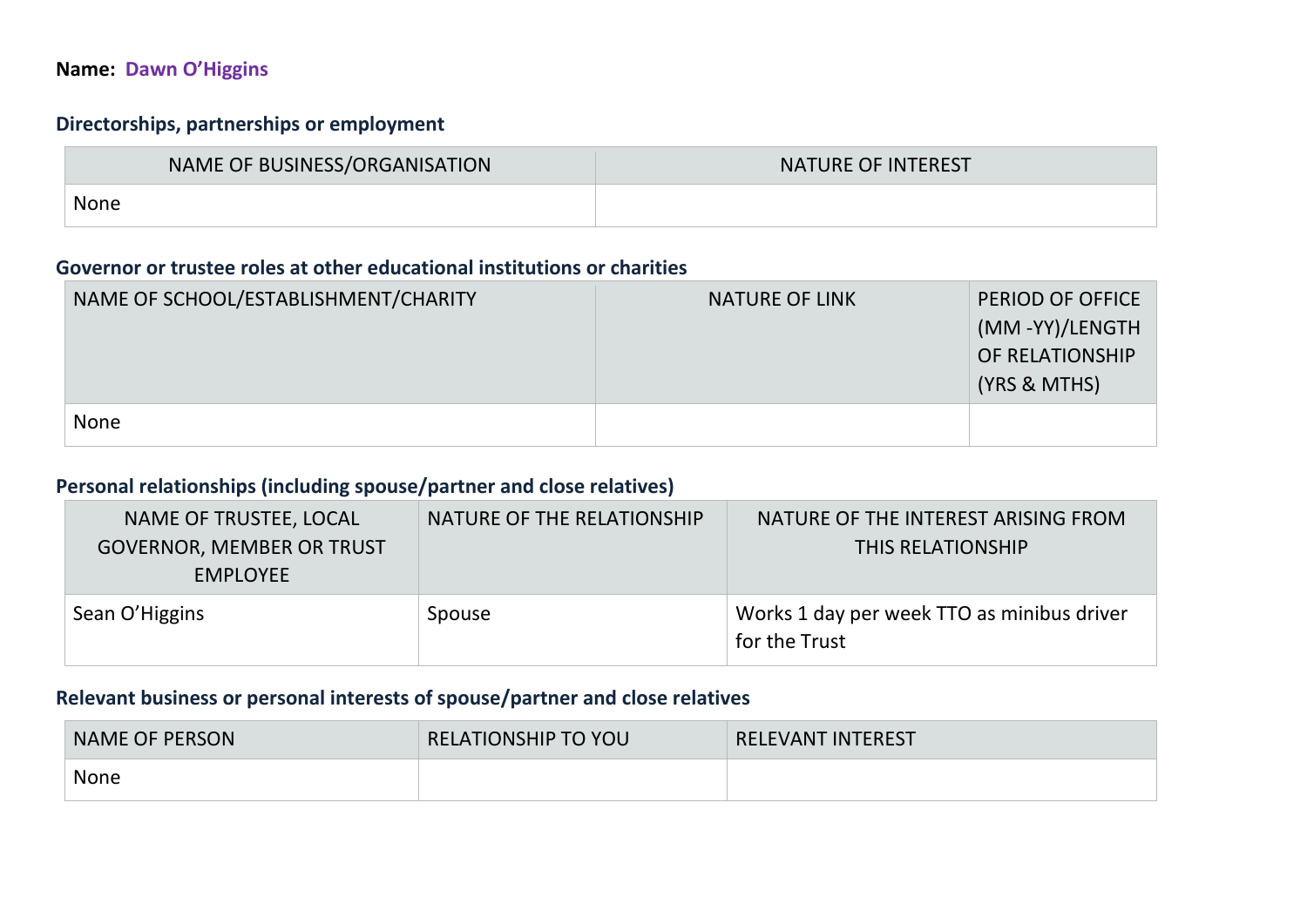**Name: Dawn O'Higgins**

### Directorships, partnerships or employment

| NAME OF BUSINESS/ORGANISATION | NATURE OF INTEREST |
|---|---|
| None | |

### Governor or trustee roles at other educational institutions or charities

| NAME OF SCHOOL/ESTABLISHMENT/CHARITY | NATURE OF LINK | PERIOD OF OFFICE (MM -YY)/LENGTH OF RELATIONSHIP (YRS & MTHS) |
|---|---|---|
| None | | |

### Personal relationships (including spouse/partner and close relatives)

| NAME OF TRUSTEE, LOCAL GOVERNOR, MEMBER OR TRUST EMPLOYEE | NATURE OF THE RELATIONSHIP | NATURE OF THE INTEREST ARISING FROM THIS RELATIONSHIP |
|---|---|---|
| Sean O'Higgins | Spouse | Works 1 day per week TTO as minibus driver for the Trust |

### Relevant business or personal interests of spouse/partner and close relatives

| NAME OF PERSON | RELATIONSHIP TO YOU | RELEVANT INTEREST |
|---|---|---|
| None | | |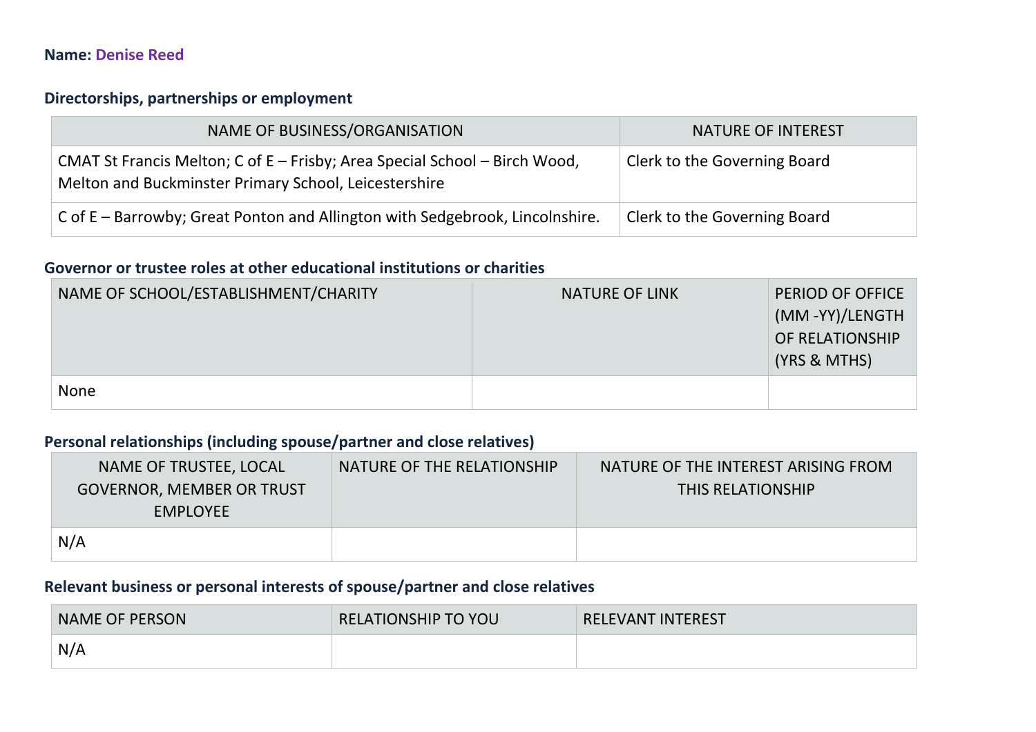**Name: Denise Reed**

**Directorships, partnerships or employment**

| NAME OF BUSINESS/ORGANISATION | NATURE OF INTEREST |
|---|---|
| CMAT St Francis Melton; C of E – Frisby; Area Special School – Birch Wood, Melton and Buckminster Primary School, Leicestershire | Clerk to the Governing Board |
| C of E – Barrowby; Great Ponton and Allington with Sedgebrook, Lincolnshire. | Clerk to the Governing Board |

**Governor or trustee roles at other educational institutions or charities**

| NAME OF SCHOOL/ESTABLISHMENT/CHARITY | NATURE OF LINK | PERIOD OF OFFICE (MM -YY)/LENGTH OF RELATIONSHIP (YRS & MTHS) |
|---|---|---|
| None | | |

**Personal relationships (including spouse/partner and close relatives)**

| NAME OF TRUSTEE, LOCAL GOVERNOR, MEMBER OR TRUST EMPLOYEE | NATURE OF THE RELATIONSHIP | NATURE OF THE INTEREST ARISING FROM THIS RELATIONSHIP |
|---|---|---|
| N/A | | |

**Relevant business or personal interests of spouse/partner and close relatives**

| NAME OF PERSON | RELATIONSHIP TO YOU | RELEVANT INTEREST |
|---|---|---|
| N/A | | |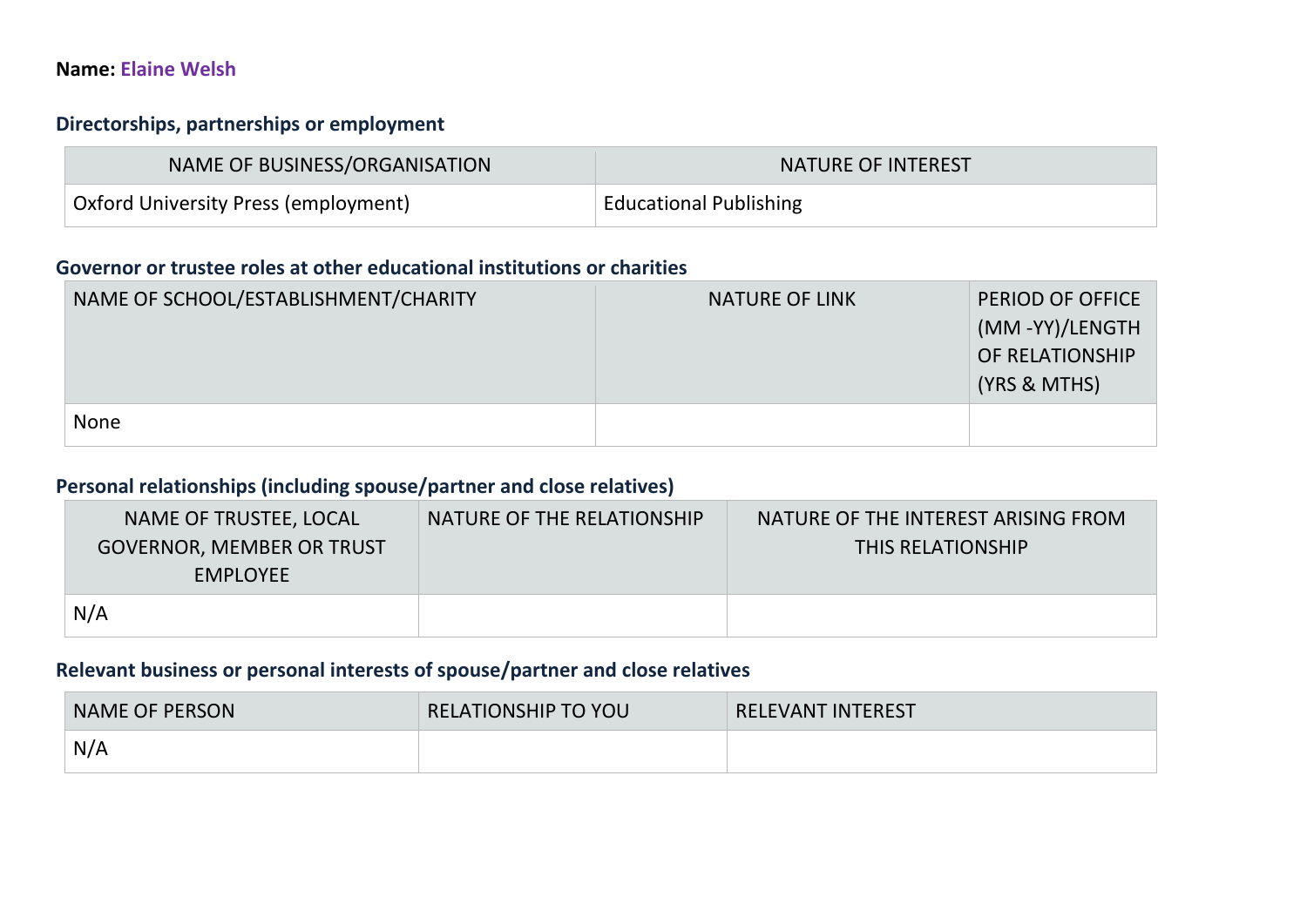**Name: Elaine Welsh**

### Directorships, partnerships or employment

| NAME OF BUSINESS/ORGANISATION | NATURE OF INTEREST |
|---|---|
| Oxford University Press (employment) | Educational Publishing |

### Governor or trustee roles at other educational institutions or charities

| NAME OF SCHOOL/ESTABLISHMENT/CHARITY | NATURE OF LINK | PERIOD OF OFFICE (MM -YY)/LENGTH OF RELATIONSHIP (YRS & MTHS) |
|---|---|---|
| None | | |

### Personal relationships (including spouse/partner and close relatives)

| NAME OF TRUSTEE, LOCAL GOVERNOR, MEMBER OR TRUST EMPLOYEE | NATURE OF THE RELATIONSHIP | NATURE OF THE INTEREST ARISING FROM THIS RELATIONSHIP |
|---|---|---|
| N/A | | |

### Relevant business or personal interests of spouse/partner and close relatives

| NAME OF PERSON | RELATIONSHIP TO YOU | RELEVANT INTEREST |
|---|---|---|
| N/A | | |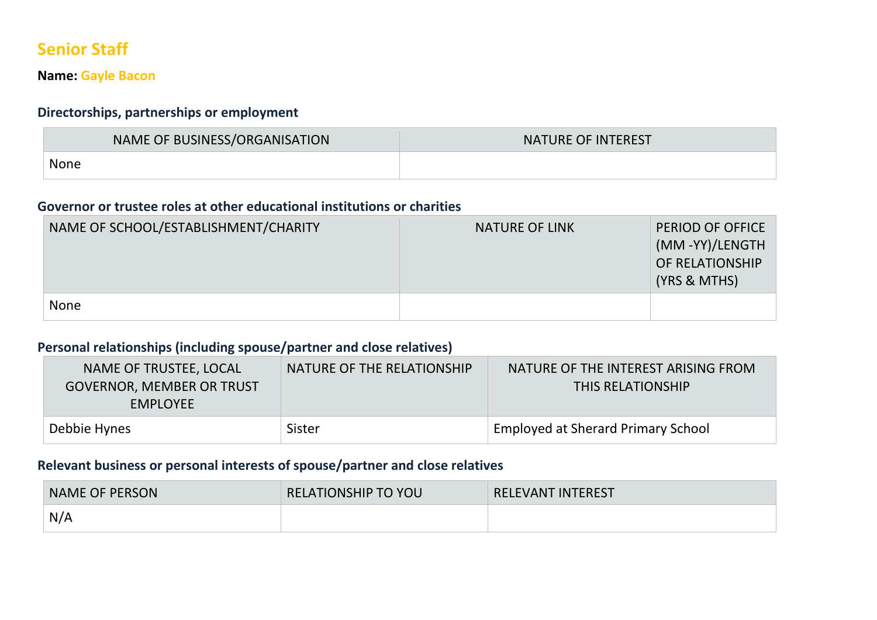## Senior Staff

**Name:** **Gayle Bacon**

### Directorships, partnerships or employment

| NAME OF BUSINESS/ORGANISATION | NATURE OF INTEREST |
|---|---|
| None | |

### Governor or trustee roles at other educational institutions or charities

| NAME OF SCHOOL/ESTABLISHMENT/CHARITY | NATURE OF LINK | PERIOD OF OFFICE (MM -YY)/LENGTH OF RELATIONSHIP (YRS & MTHS) |
|---|---|---|
| None | | |

### Personal relationships (including spouse/partner and close relatives)

| NAME OF TRUSTEE, LOCAL GOVERNOR, MEMBER OR TRUST EMPLOYEE | NATURE OF THE RELATIONSHIP | NATURE OF THE INTEREST ARISING FROM THIS RELATIONSHIP |
|---|---|---|
| Debbie Hynes | Sister | Employed at Sherard Primary School |

### Relevant business or personal interests of spouse/partner and close relatives

| NAME OF PERSON | RELATIONSHIP TO YOU | RELEVANT INTEREST |
|---|---|---|
| N/A | | |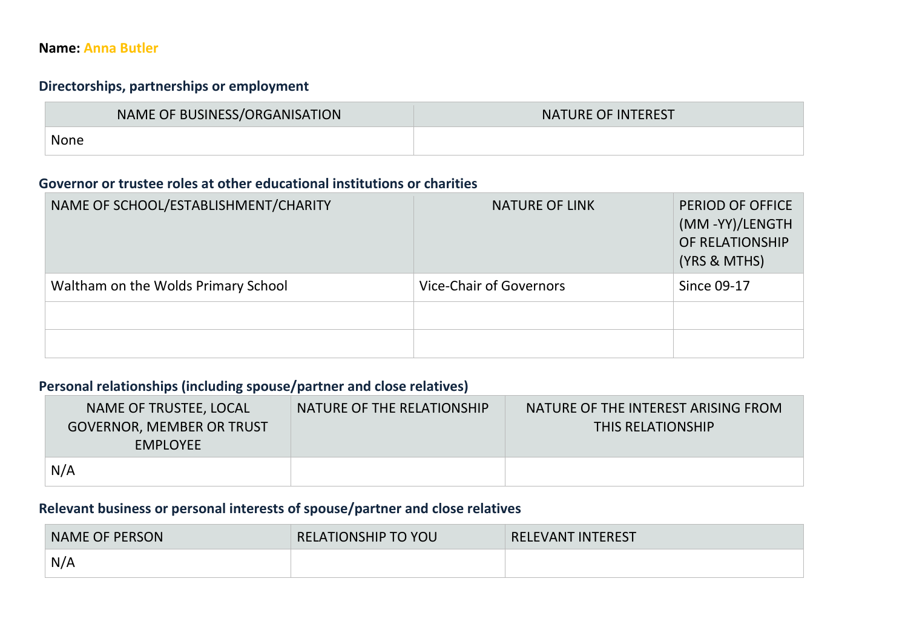**Name: Anna Butler**

### Directorships, partnerships or employment

| NAME OF BUSINESS/ORGANISATION | NATURE OF INTEREST |
|---|---|
| None | |

### Governor or trustee roles at other educational institutions or charities

| NAME OF SCHOOL/ESTABLISHMENT/CHARITY | NATURE OF LINK | PERIOD OF OFFICE (MM -YY)/LENGTH OF RELATIONSHIP (YRS & MTHS) |
|---|---|---|
| Waltham on the Wolds Primary School | Vice-Chair of Governors | Since 09-17 |
| | | |
| | | |

### Personal relationships (including spouse/partner and close relatives)

| NAME OF TRUSTEE, LOCAL GOVERNOR, MEMBER OR TRUST EMPLOYEE | NATURE OF THE RELATIONSHIP | NATURE OF THE INTEREST ARISING FROM THIS RELATIONSHIP |
|---|---|---|
| N/A | | |

### Relevant business or personal interests of spouse/partner and close relatives

| NAME OF PERSON | RELATIONSHIP TO YOU | RELEVANT INTEREST |
|---|---|---|
| N/A | | |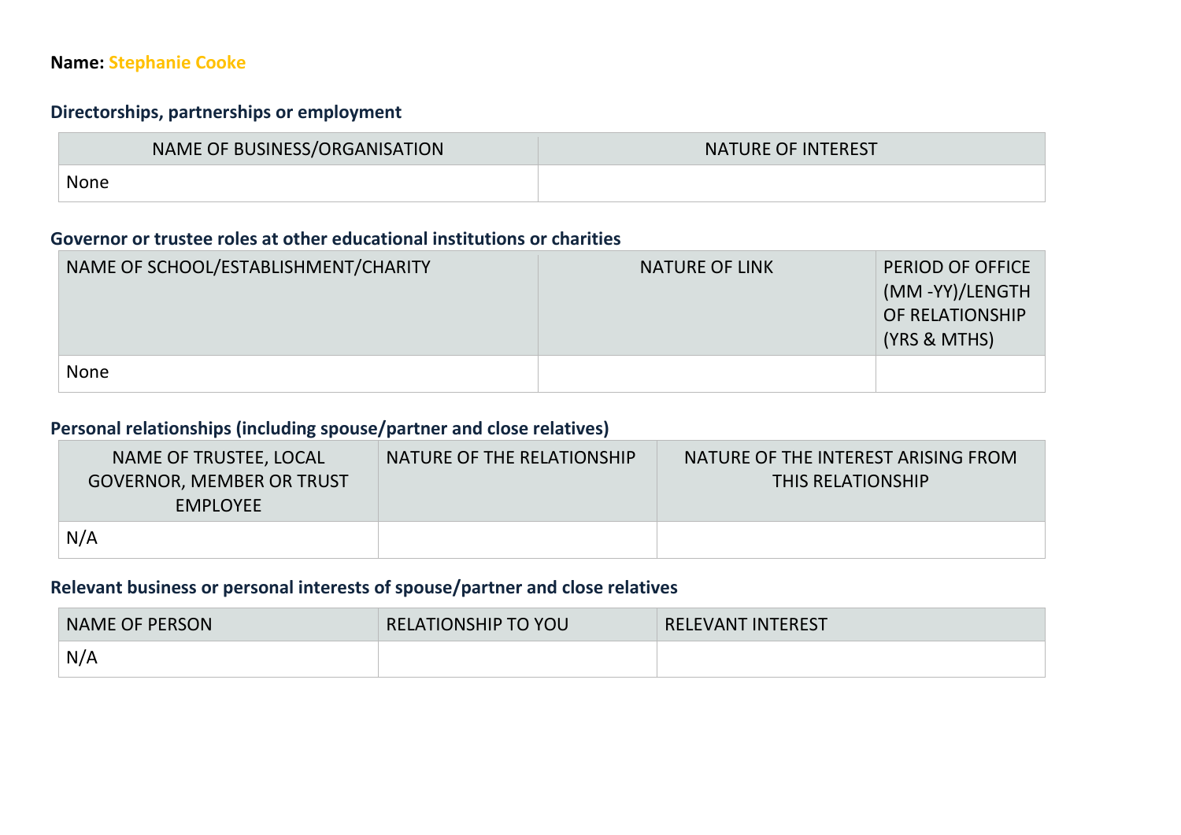**Name: Stephanie Cooke**

### Directorships, partnerships or employment

| NAME OF BUSINESS/ORGANISATION | NATURE OF INTEREST |
|---|---|
| None | |

### Governor or trustee roles at other educational institutions or charities

| NAME OF SCHOOL/ESTABLISHMENT/CHARITY | NATURE OF LINK | PERIOD OF OFFICE (MM -YY)/LENGTH OF RELATIONSHIP (YRS & MTHS) |
|---|---|---|
| None | | |

### Personal relationships (including spouse/partner and close relatives)

| NAME OF TRUSTEE, LOCAL GOVERNOR, MEMBER OR TRUST EMPLOYEE | NATURE OF THE RELATIONSHIP | NATURE OF THE INTEREST ARISING FROM THIS RELATIONSHIP |
|---|---|---|
| N/A | | |

### Relevant business or personal interests of spouse/partner and close relatives

| NAME OF PERSON | RELATIONSHIP TO YOU | RELEVANT INTEREST |
|---|---|---|
| N/A | | |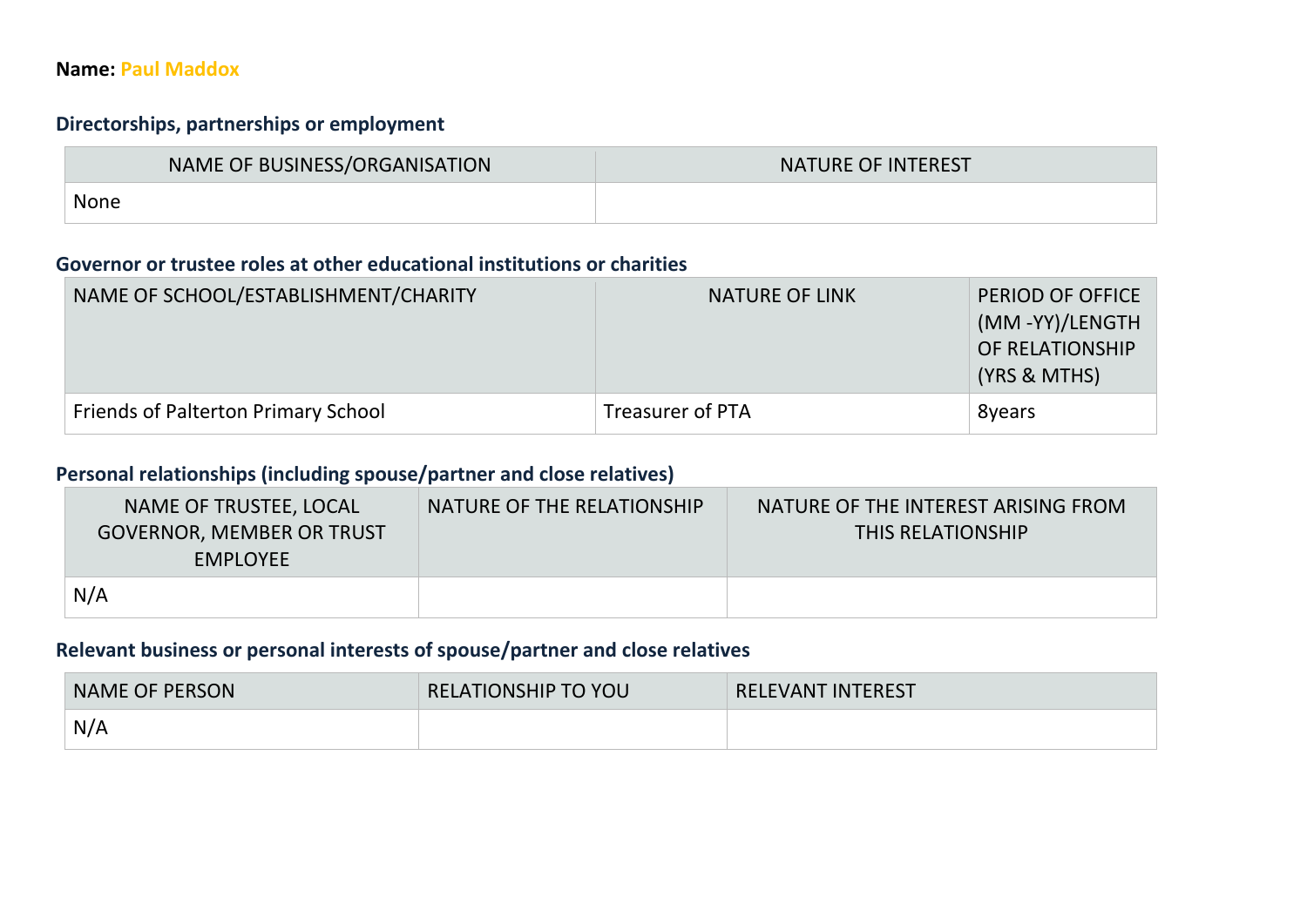**Name: Paul Maddox**

### Directorships, partnerships or employment

| NAME OF BUSINESS/ORGANISATION | NATURE OF INTEREST |
| --- | --- |
| None | |

### Governor or trustee roles at other educational institutions or charities

| NAME OF SCHOOL/ESTABLISHMENT/CHARITY | NATURE OF LINK | PERIOD OF OFFICE (MM -YY)/LENGTH OF RELATIONSHIP (YRS & MTHS) |
| --- | --- | --- |
| Friends of Palterton Primary School | Treasurer of PTA | 8years |

### Personal relationships (including spouse/partner and close relatives)

| NAME OF TRUSTEE, LOCAL GOVERNOR, MEMBER OR TRUST EMPLOYEE | NATURE OF THE RELATIONSHIP | NATURE OF THE INTEREST ARISING FROM THIS RELATIONSHIP |
| --- | --- | --- |
| N/A | | |

### Relevant business or personal interests of spouse/partner and close relatives

| NAME OF PERSON | RELATIONSHIP TO YOU | RELEVANT INTEREST |
| --- | --- | --- |
| N/A | | |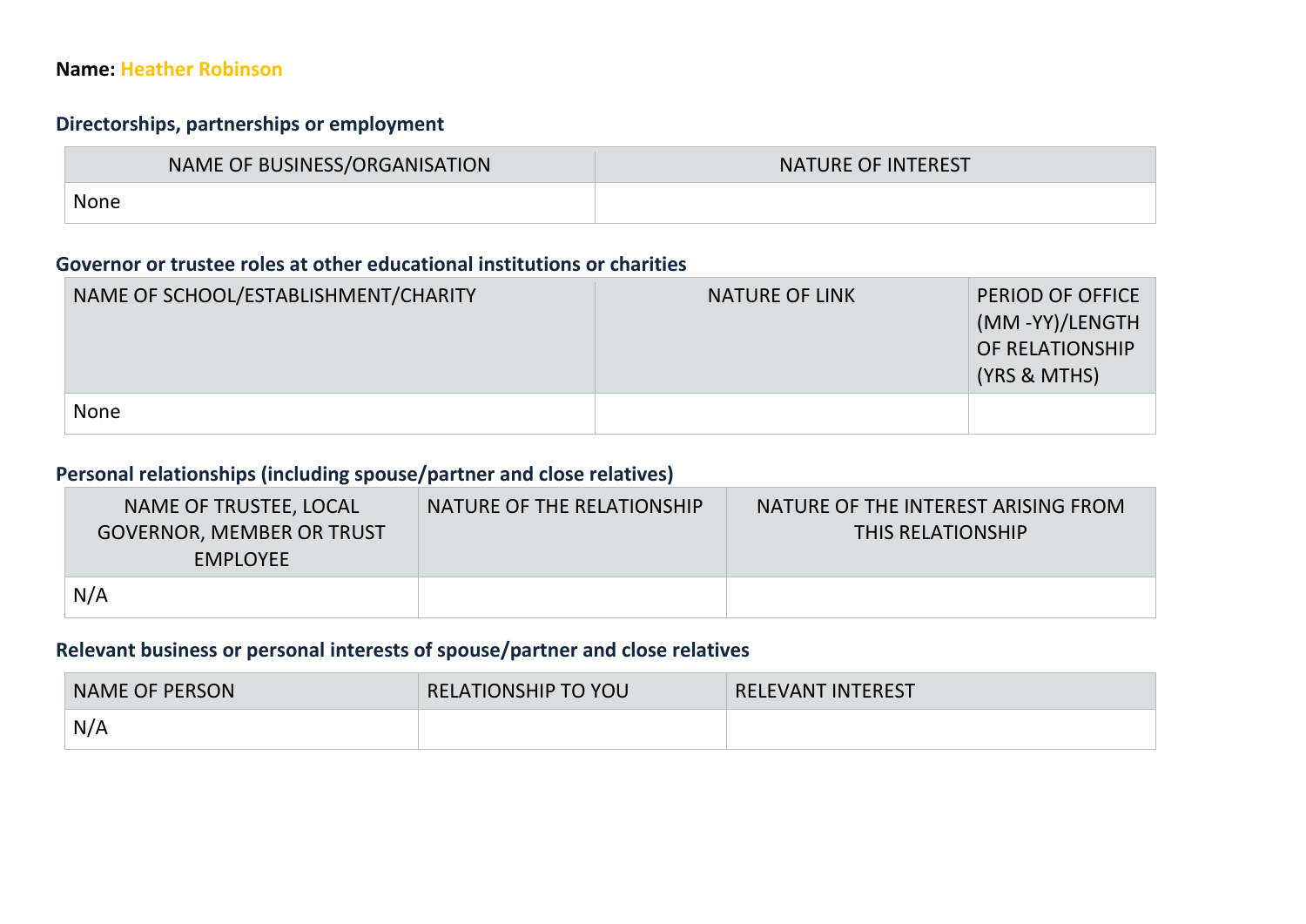**Name: Heather Robinson**

### Directorships, partnerships or employment

| NAME OF BUSINESS/ORGANISATION | NATURE OF INTEREST |
|---|---|
| None | |

### Governor or trustee roles at other educational institutions or charities

| NAME OF SCHOOL/ESTABLISHMENT/CHARITY | NATURE OF LINK | PERIOD OF OFFICE (MM -YY)/LENGTH OF RELATIONSHIP (YRS & MTHS) |
|---|---|---|
| None | | |

### Personal relationships (including spouse/partner and close relatives)

| NAME OF TRUSTEE, LOCAL GOVERNOR, MEMBER OR TRUST EMPLOYEE | NATURE OF THE RELATIONSHIP | NATURE OF THE INTEREST ARISING FROM THIS RELATIONSHIP |
|---|---|---|
| N/A | | |

### Relevant business or personal interests of spouse/partner and close relatives

| NAME OF PERSON | RELATIONSHIP TO YOU | RELEVANT INTEREST |
|---|---|---|
| N/A | | |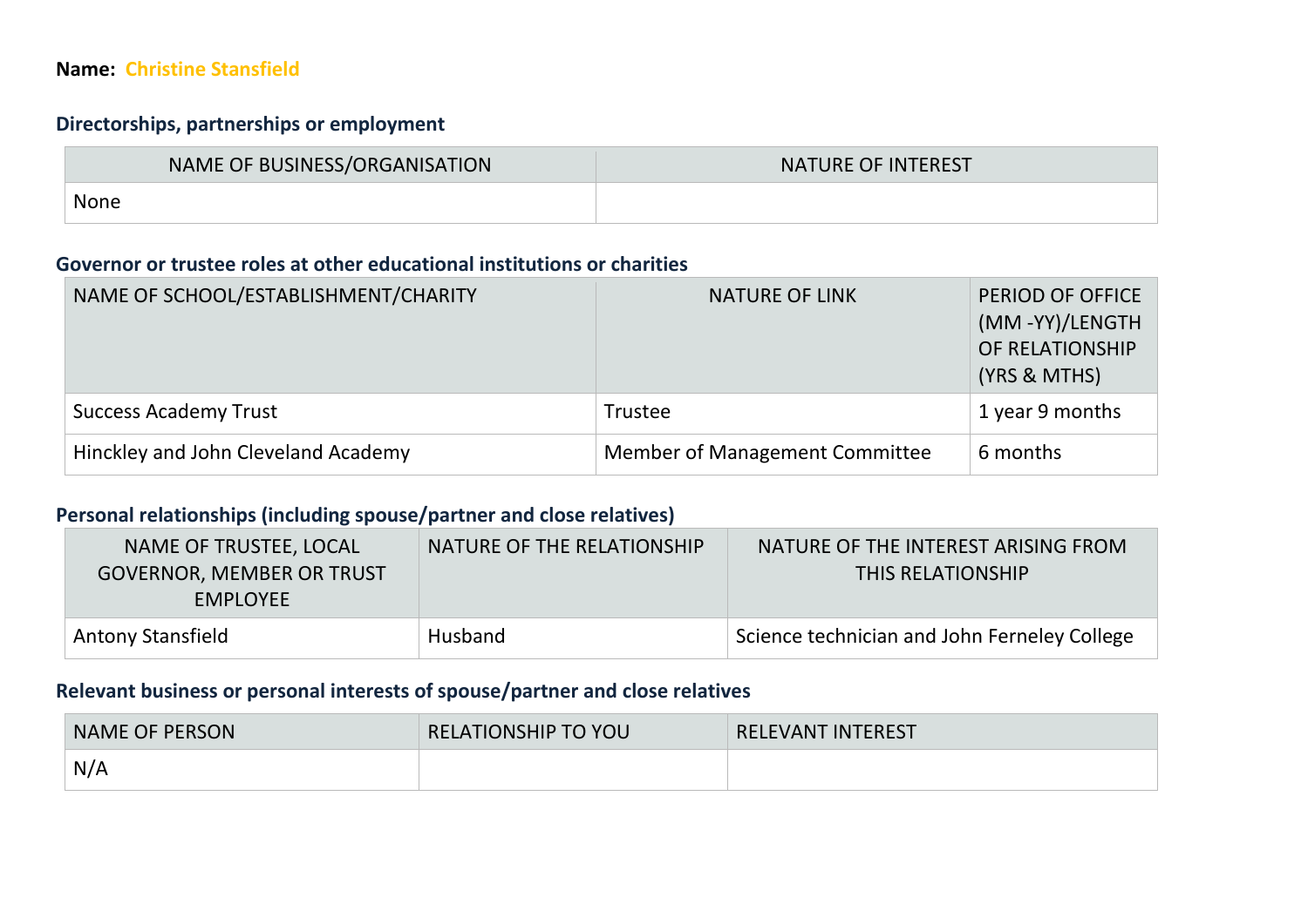**Name: Christine Stansfield**

### Directorships, partnerships or employment

| NAME OF BUSINESS/ORGANISATION | NATURE OF INTEREST |
|---|---|
| None | |

### Governor or trustee roles at other educational institutions or charities

| NAME OF SCHOOL/ESTABLISHMENT/CHARITY | NATURE OF LINK | PERIOD OF OFFICE (MM -YY)/LENGTH OF RELATIONSHIP (YRS & MTHS) |
|---|---|---|
| Success Academy Trust | Trustee | 1 year 9 months |
| Hinckley and John Cleveland Academy | Member of Management Committee | 6 months |

### Personal relationships (including spouse/partner and close relatives)

| NAME OF TRUSTEE, LOCAL GOVERNOR, MEMBER OR TRUST EMPLOYEE | NATURE OF THE RELATIONSHIP | NATURE OF THE INTEREST ARISING FROM THIS RELATIONSHIP |
|---|---|---|
| Antony Stansfield | Husband | Science technician and John Ferneley College |

### Relevant business or personal interests of spouse/partner and close relatives

| NAME OF PERSON | RELATIONSHIP TO YOU | RELEVANT INTEREST |
|---|---|---|
| N/A | | |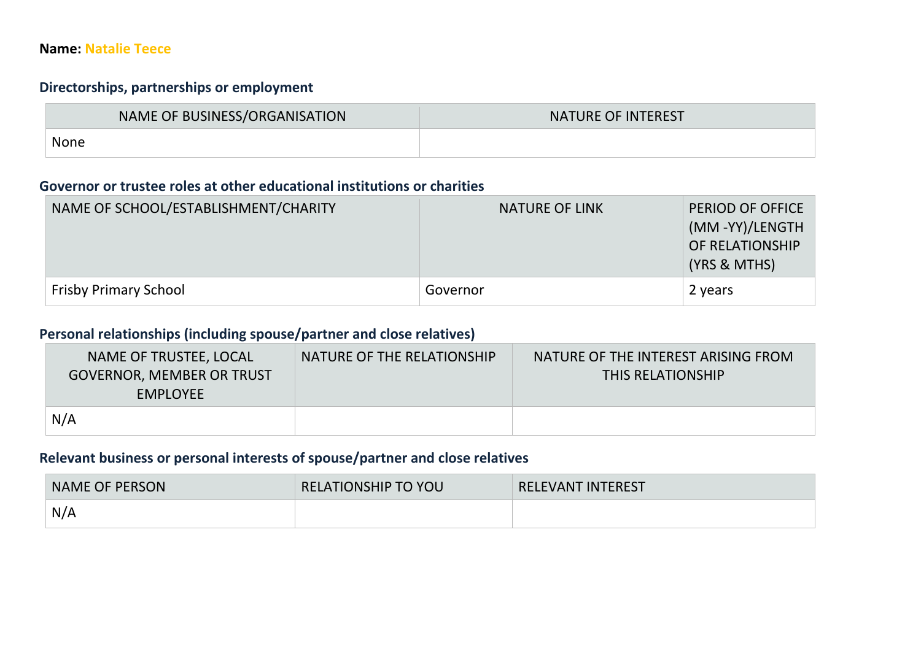**Name: Natalie Teece**

### Directorships, partnerships or employment

| NAME OF BUSINESS/ORGANISATION | NATURE OF INTEREST |
|---|---|
| None | |

### Governor or trustee roles at other educational institutions or charities

| NAME OF SCHOOL/ESTABLISHMENT/CHARITY | NATURE OF LINK | PERIOD OF OFFICE (MM -YY)/LENGTH OF RELATIONSHIP (YRS & MTHS) |
|---|---|---|
| Frisby Primary School | Governor | 2 years |

### Personal relationships (including spouse/partner and close relatives)

| NAME OF TRUSTEE, LOCAL GOVERNOR, MEMBER OR TRUST EMPLOYEE | NATURE OF THE RELATIONSHIP | NATURE OF THE INTEREST ARISING FROM THIS RELATIONSHIP |
|---|---|---|
| N/A | | |

### Relevant business or personal interests of spouse/partner and close relatives

| NAME OF PERSON | RELATIONSHIP TO YOU | RELEVANT INTEREST |
|---|---|---|
| N/A | | |